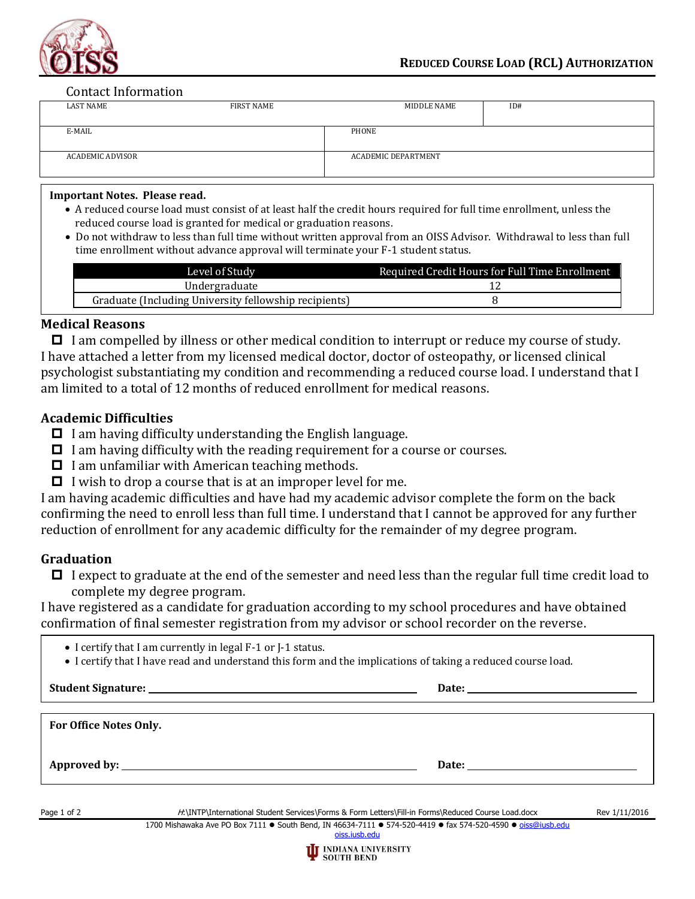# Reduced Course Load (RCL) Authorization

## Contact Information

| LAST NAME | FIRST NAME | MIDDLE NAME | ID# |
|---|---|---|---|
| | | | |

| E-MAIL | PHONE |
|---|---|
| | |

| ACADEMIC ADVISOR | ACADEMIC DEPARTMENT |
|---|---|
| | |

**Important Notes. Please read.**

- A reduced course load must consist of at least half the credit hours required for full time enrollment, unless the reduced course load is granted for medical or graduation reasons.
- Do not withdraw to less than full time without written approval from an OISS Advisor. Withdrawal to less than full time enrollment without advance approval will terminate your F-1 student status.

| Level of Study | Required Credit Hours for Full Time Enrollment |
|---|---|
| Undergraduate | 12 |
| Graduate (Including University fellowship recipients) | 8 |

## Medical Reasons

☐ I am compelled by illness or other medical condition to interrupt or reduce my course of study.

I have attached a letter from my licensed medical doctor, doctor of osteopathy, or licensed clinical psychologist substantiating my condition and recommending a reduced course load. I understand that I am limited to a total of 12 months of reduced enrollment for medical reasons.

## Academic Difficulties

☐ I am having difficulty understanding the English language.

☐ I am having difficulty with the reading requirement for a course or courses.

☐ I am unfamiliar with American teaching methods.

☐ I wish to drop a course that is at an improper level for me.

I am having academic difficulties and have had my academic advisor complete the form on the back confirming the need to enroll less than full time. I understand that I cannot be approved for any further reduction of enrollment for any academic difficulty for the remainder of my degree program.

## Graduation

☐ I expect to graduate at the end of the semester and need less than the regular full time credit load to complete my degree program.

I have registered as a candidate for graduation according to my school procedures and have obtained confirmation of final semester registration from my advisor or school recorder on the reverse.

- I certify that I am currently in legal F-1 or J-1 status.
- I certify that I have read and understand this form and the implications of taking a reduced course load.

**Student Signature:** ______________________________ **Date:** ____________________

**For Office Notes Only.**

**Approved by:** ______________________________ **Date:** ____________________

H:\INTP\International Student Services\Forms & Form Letters\Fill-in Forms\Reduced Course Load.docx Rev 1/11/2016

1700 Mishawaka Ave PO Box 7111 ● South Bend, IN 46634-7111 ● 574-520-4419 ● fax 574-520-4590 ● oiss@iusb.edu
oiss.iusb.edu

INDIANA UNIVERSITY SOUTH BEND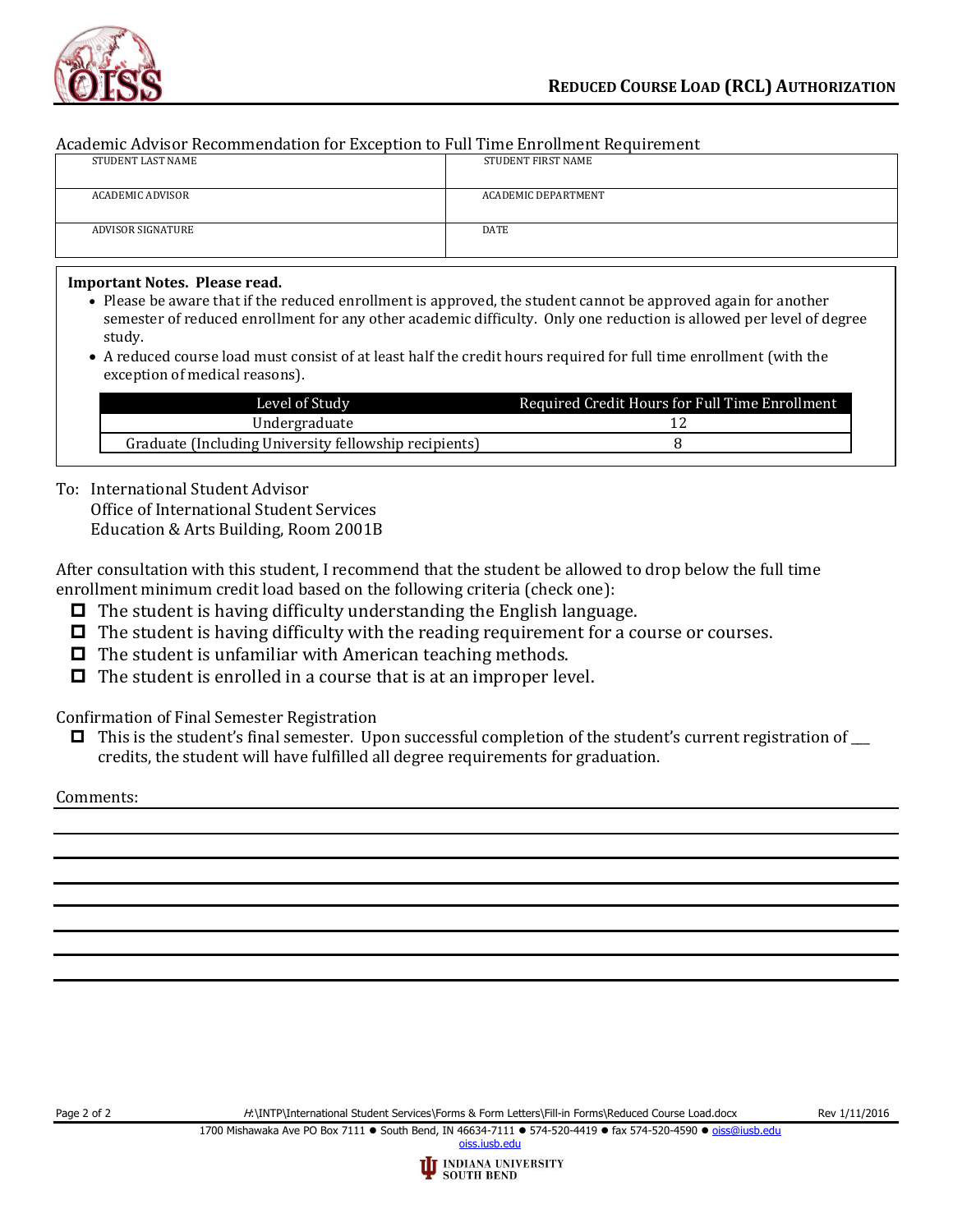## REDUCED COURSE LOAD (RCL) AUTHORIZATION

Academic Advisor Recommendation for Exception to Full Time Enrollment Requirement

| | |
|---|---|
| STUDENT LAST NAME | STUDENT FIRST NAME |
| ACADEMIC ADVISOR | ACADEMIC DEPARTMENT |
| ADVISOR SIGNATURE | DATE |

**Important Notes. Please read.**

- Please be aware that if the reduced enrollment is approved, the student cannot be approved again for another semester of reduced enrollment for any other academic difficulty. Only one reduction is allowed per level of degree study.
- A reduced course load must consist of at least half the credit hours required for full time enrollment (with the exception of medical reasons).

| Level of Study | Required Credit Hours for Full Time Enrollment |
|---|---|
| Undergraduate | 12 |
| Graduate (Including University fellowship recipients) | 8 |

To: International Student Advisor
Office of International Student Services
Education & Arts Building, Room 2001B

After consultation with this student, I recommend that the student be allowed to drop below the full time enrollment minimum credit load based on the following criteria (check one):

- ☐ The student is having difficulty understanding the English language.
- ☐ The student is having difficulty with the reading requirement for a course or courses.
- ☐ The student is unfamiliar with American teaching methods.
- ☐ The student is enrolled in a course that is at an improper level.

Confirmation of Final Semester Registration

- ☐ This is the student's final semester. Upon successful completion of the student's current registration of ___ credits, the student will have fulfilled all degree requirements for graduation.

Comments:

________________________________________

________________________________________

________________________________________

________________________________________

________________________________________

________________________________________

________________________________________

H:\INTP\International Student Services\Forms & Form Letters\Fill-in Forms\Reduced Course Load.docx    Rev 1/11/2016

1700 Mishawaka Ave PO Box 7111 ● South Bend, IN 46634-7111 ● 574-520-4419 ● fax 574-520-4590 ● oiss@iusb.edu
oiss.iusb.edu

INDIANA UNIVERSITY SOUTH BEND